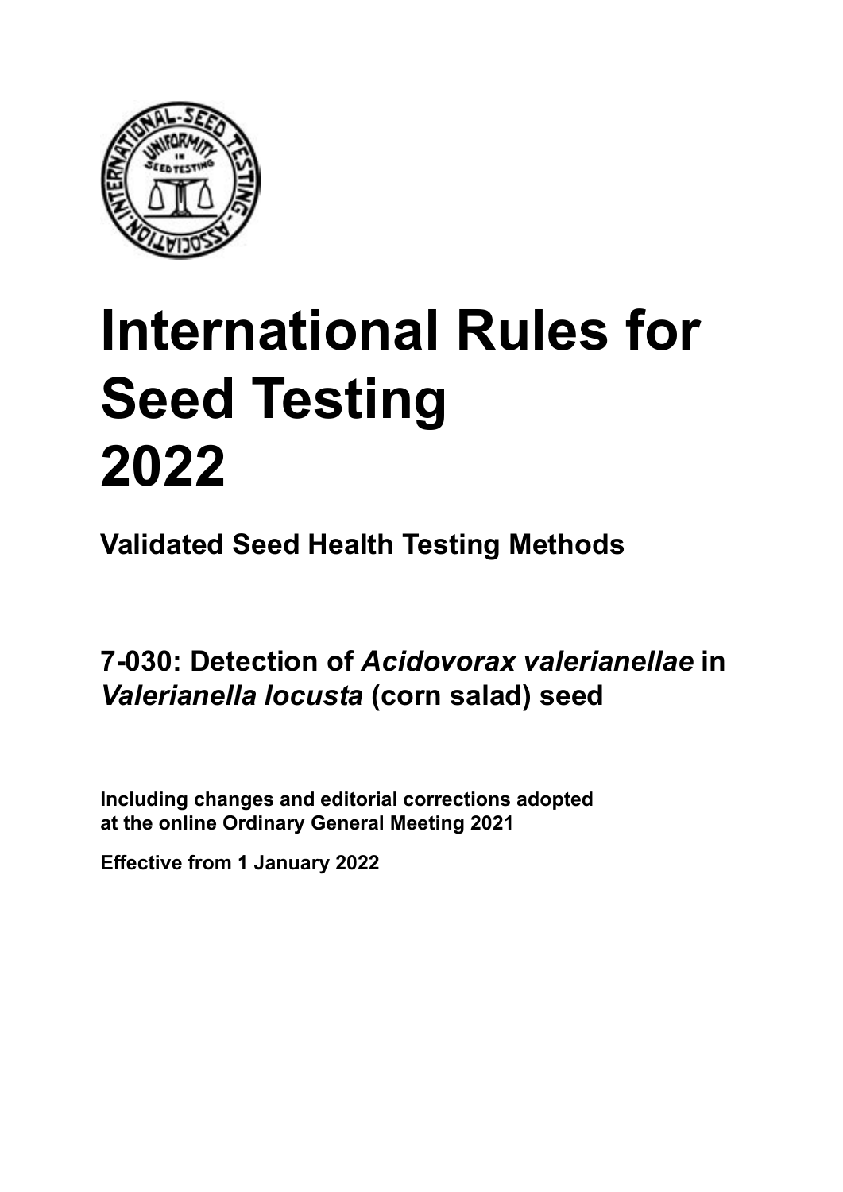# International Rules for Seed Testing 2022

**Validated Seed Health Testing Methods**

## 7-030: Detection of *Acidovorax valerianellae* in *Valerianella locusta* (corn salad) seed

**Including changes and editorial corrections adopted at the online Ordinary General Meeting 2021**

**Effective from 1 January 2022**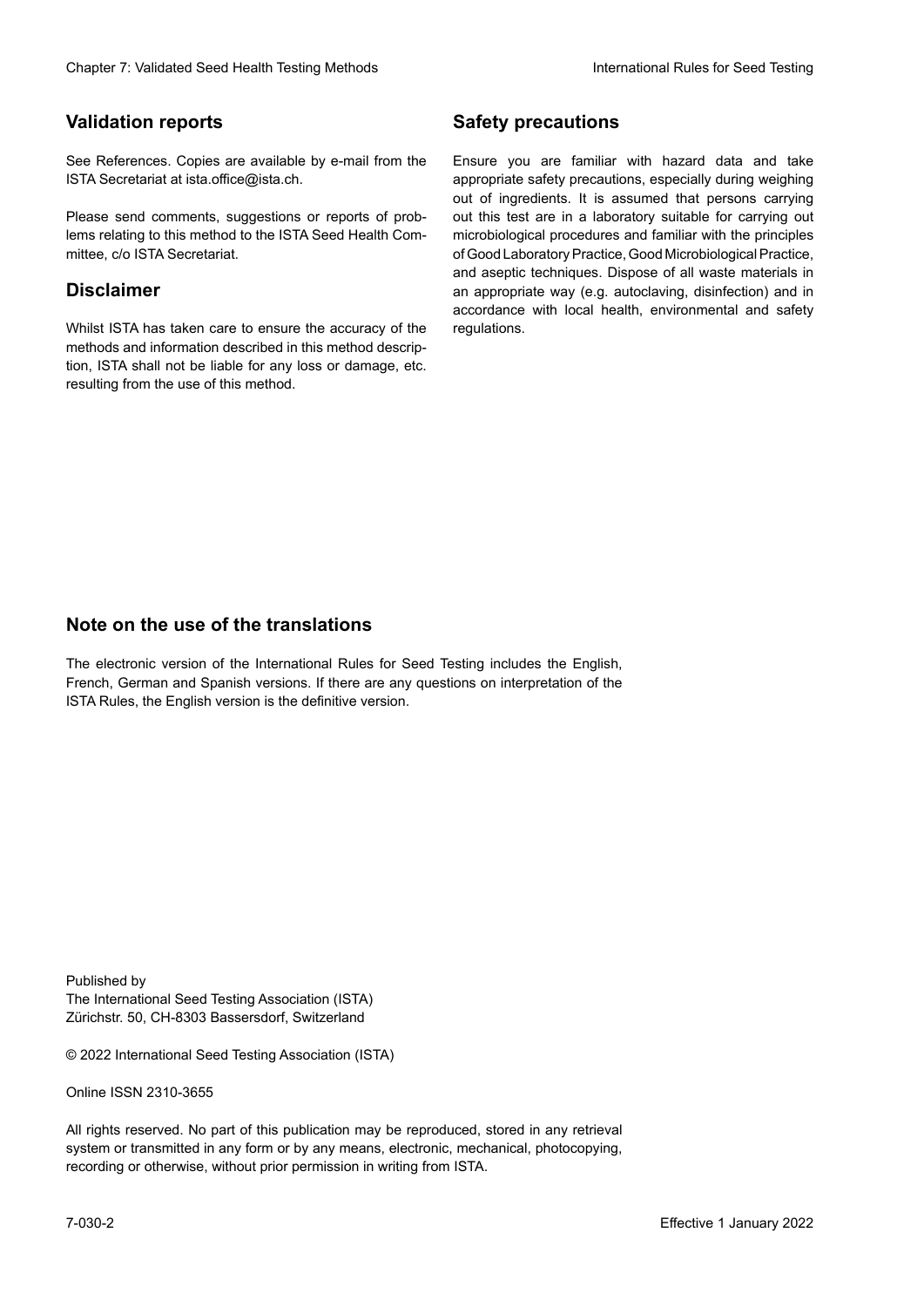## Validation reports

See References. Copies are available by e-mail from the ISTA Secretariat at ista.office@ista.ch.

Please send comments, suggestions or reports of problems relating to this method to the ISTA Seed Health Committee, c/o ISTA Secretariat.

## Disclaimer

Whilst ISTA has taken care to ensure the accuracy of the methods and information described in this method description, ISTA shall not be liable for any loss or damage, etc. resulting from the use of this method.

## Safety precautions

Ensure you are familiar with hazard data and take appropriate safety precautions, especially during weighing out of ingredients. It is assumed that persons carrying out this test are in a laboratory suitable for carrying out microbiological procedures and familiar with the principles of Good Laboratory Practice, Good Microbiological Practice, and aseptic techniques. Dispose of all waste materials in an appropriate way (e.g. autoclaving, disinfection) and in accordance with local health, environmental and safety regulations.

## Note on the use of the translations

The electronic version of the International Rules for Seed Testing includes the English, French, German and Spanish versions. If there are any questions on interpretation of the ISTA Rules, the English version is the definitive version.

Published by
The International Seed Testing Association (ISTA)
Zürichstr. 50, CH-8303 Bassersdorf, Switzerland

© 2022 International Seed Testing Association (ISTA)

Online ISSN 2310-3655

All rights reserved. No part of this publication may be reproduced, stored in any retrieval system or transmitted in any form or by any means, electronic, mechanical, photocopying, recording or otherwise, without prior permission in writing from ISTA.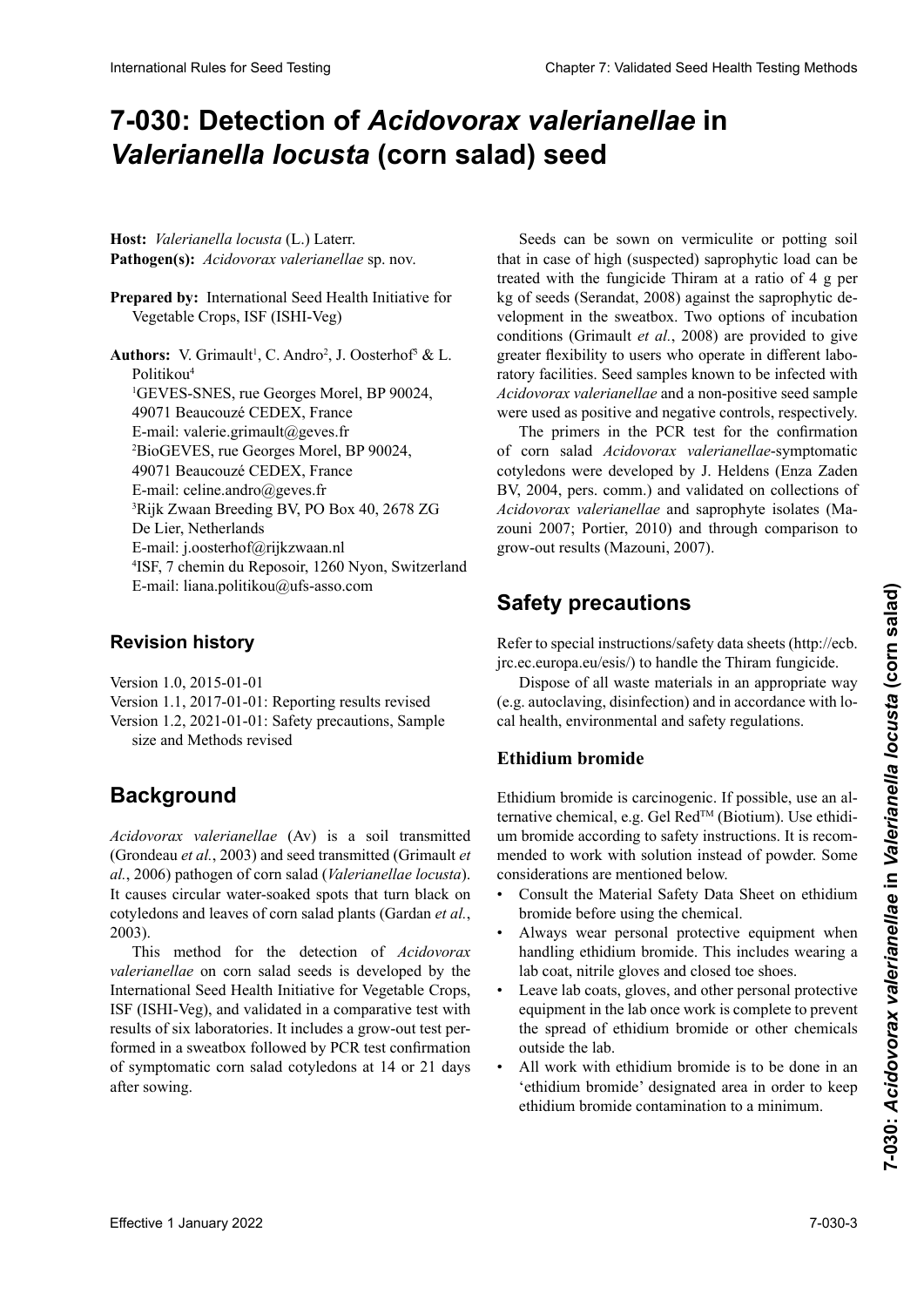# 7-030: Detection of *Acidovorax valerianellae* in *Valerianella locusta* (corn salad) seed

**Host:** *Valerianella locusta* (L.) Laterr.
**Pathogen(s):** *Acidovorax valerianellae* sp. nov.

**Prepared by:** International Seed Health Initiative for Vegetable Crops, ISF (ISHI-Veg)

**Authors:** V. Grimault[1], C. Andro[2], J. Oosterhof[3] & L. Politikou[4]
[1]GEVES-SNES, rue Georges Morel, BP 90024, 49071 Beaucouzé CEDEX, France
E-mail: valerie.grimault@geves.fr
[2]BioGEVES, rue Georges Morel, BP 90024, 49071 Beaucouzé CEDEX, France
E-mail: celine.andro@geves.fr
[3]Rijk Zwaan Breeding BV, PO Box 40, 2678 ZG De Lier, Netherlands
E-mail: j.oosterhof@rijkzwaan.nl
[4]ISF, 7 chemin du Reposoir, 1260 Nyon, Switzerland
E-mail: liana.politikou@ufs-asso.com

## Revision history

Version 1.0, 2015-01-01
Version 1.1, 2017-01-01: Reporting results revised
Version 1.2, 2021-01-01: Safety precautions, Sample size and Methods revised

## Background

*Acidovorax valerianellae* (Av) is a soil transmitted (Grondeau *et al.*, 2003) and seed transmitted (Grimault *et al.*, 2006) pathogen of corn salad (*Valerianellae locusta*). It causes circular water-soaked spots that turn black on cotyledons and leaves of corn salad plants (Gardan *et al.*, 2003).

This method for the detection of *Acidovorax valerianellae* on corn salad seeds is developed by the International Seed Health Initiative for Vegetable Crops, ISF (ISHI-Veg), and validated in a comparative test with results of six laboratories. It includes a grow-out test performed in a sweatbox followed by PCR test confirmation of symptomatic corn salad cotyledons at 14 or 21 days after sowing.

Seeds can be sown on vermiculite or potting soil that in case of high (suspected) saprophytic load can be treated with the fungicide Thiram at a ratio of 4 g per kg of seeds (Serandat, 2008) against the saprophytic development in the sweatbox. Two options of incubation conditions (Grimault *et al.*, 2008) are provided to give greater flexibility to users who operate in different laboratory facilities. Seed samples known to be infected with *Acidovorax valerianellae* and a non-positive seed sample were used as positive and negative controls, respectively.

The primers in the PCR test for the confirmation of corn salad *Acidovorax valerianellae*-symptomatic cotyledons were developed by J. Heldens (Enza Zaden BV, 2004, pers. comm.) and validated on collections of *Acidovorax valerianellae* and saprophyte isolates (Mazouni 2007; Portier, 2010) and through comparison to grow-out results (Mazouni, 2007).

## Safety precautions

Refer to special instructions/safety data sheets (http://ecb.jrc.ec.europa.eu/esis/) to handle the Thiram fungicide.

Dispose of all waste materials in an appropriate way (e.g. autoclaving, disinfection) and in accordance with local health, environmental and safety regulations.

### Ethidium bromide

Ethidium bromide is carcinogenic. If possible, use an alternative chemical, e.g. Gel Red™ (Biotium). Use ethidium bromide according to safety instructions. It is recommended to work with solution instead of powder. Some considerations are mentioned below.

- Consult the Material Safety Data Sheet on ethidium bromide before using the chemical.
- Always wear personal protective equipment when handling ethidium bromide. This includes wearing a lab coat, nitrile gloves and closed toe shoes.
- Leave lab coats, gloves, and other personal protective equipment in the lab once work is complete to prevent the spread of ethidium bromide or other chemicals outside the lab.
- All work with ethidium bromide is to be done in an 'ethidium bromide' designated area in order to keep ethidium bromide contamination to a minimum.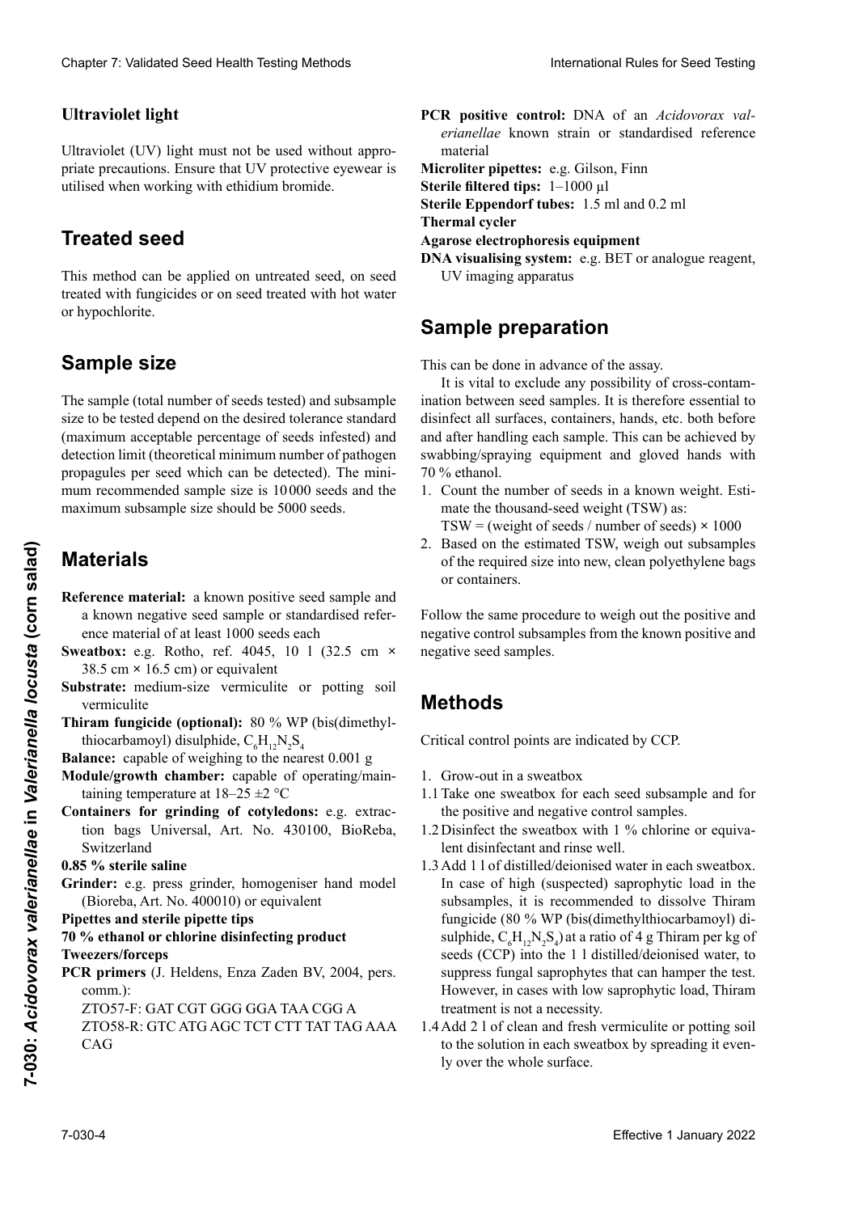### Ultraviolet light

Ultraviolet (UV) light must not be used without appropriate precautions. Ensure that UV protective eyewear is utilised when working with ethidium bromide.

## Treated seed

This method can be applied on untreated seed, on seed treated with fungicides or on seed treated with hot water or hypochlorite.

## Sample size

The sample (total number of seeds tested) and subsample size to be tested depend on the desired tolerance standard (maximum acceptable percentage of seeds infested) and detection limit (theoretical minimum number of pathogen propagules per seed which can be detected). The minimum recommended sample size is 10 000 seeds and the maximum subsample size should be 5000 seeds.

## Materials

**Reference material:** a known positive seed sample and a known negative seed sample or standardised reference material of at least 1000 seeds each

**Sweatbox:** e.g. Rotho, ref. 4045, 10 l (32.5 cm × 38.5 cm × 16.5 cm) or equivalent

**Substrate:** medium-size vermiculite or potting soil vermiculite

**Thiram fungicide (optional):** 80 % WP (bis(dimethylthiocarbamoyl) disulphide, $C_6H_{12}N_2S_4$

**Balance:** capable of weighing to the nearest 0.001 g

**Module/growth chamber:** capable of operating/maintaining temperature at 18–25 ±2 °C

**Containers for grinding of cotyledons:** e.g. extraction bags Universal, Art. No. 430100, BioReba, Switzerland

**0.85 % sterile saline**

**Grinder:** e.g. press grinder, homogeniser hand model (Bioreba, Art. No. 400010) or equivalent

**Pipettes and sterile pipette tips**

**70 % ethanol or chlorine disinfecting product**

**Tweezers/forceps**

**PCR primers** (J. Heldens, Enza Zaden BV, 2004, pers. comm.):

ZTO57-F: GAT CGT GGG GGA TAA CGG A

ZTO58-R: GTC ATG AGC TCT CTT TAT TAG AAA CAG

**PCR positive control:** DNA of an *Acidovorax valerianellae* known strain or standardised reference material

**Microliter pipettes:** e.g. Gilson, Finn

**Sterile filtered tips:** 1–1000 µl

**Sterile Eppendorf tubes:** 1.5 ml and 0.2 ml

**Thermal cycler**

**Agarose electrophoresis equipment**

**DNA visualising system:** e.g. BET or analogue reagent, UV imaging apparatus

## Sample preparation

This can be done in advance of the assay.

It is vital to exclude any possibility of cross-contamination between seed samples. It is therefore essential to disinfect all surfaces, containers, hands, etc. both before and after handling each sample. This can be achieved by swabbing/spraying equipment and gloved hands with 70 % ethanol.

1. Count the number of seeds in a known weight. Estimate the thousand-seed weight (TSW) as:
   TSW = (weight of seeds / number of seeds) × 1000
2. Based on the estimated TSW, weigh out subsamples of the required size into new, clean polyethylene bags or containers.

Follow the same procedure to weigh out the positive and negative control subsamples from the known positive and negative seed samples.

## Methods

Critical control points are indicated by CCP.

1. Grow-out in a sweatbox

1.1 Take one sweatbox for each seed subsample and for the positive and negative control samples.

1.2 Disinfect the sweatbox with 1 % chlorine or equivalent disinfectant and rinse well.

1.3 Add 1 l of distilled/deionised water in each sweatbox. In case of high (suspected) saprophytic load in the subsamples, it is recommended to dissolve Thiram fungicide (80 % WP (bis(dimethylthiocarbamoyl) disulphide, $C_6H_{12}N_2S_4$) at a ratio of 4 g Thiram per kg of seeds (CCP) into the 1 l distilled/deionised water, to suppress fungal saprophytes that can hamper the test. However, in cases with low saprophytic load, Thiram treatment is not a necessity.

1.4 Add 2 l of clean and fresh vermiculite or potting soil to the solution in each sweatbox by spreading it evenly over the whole surface.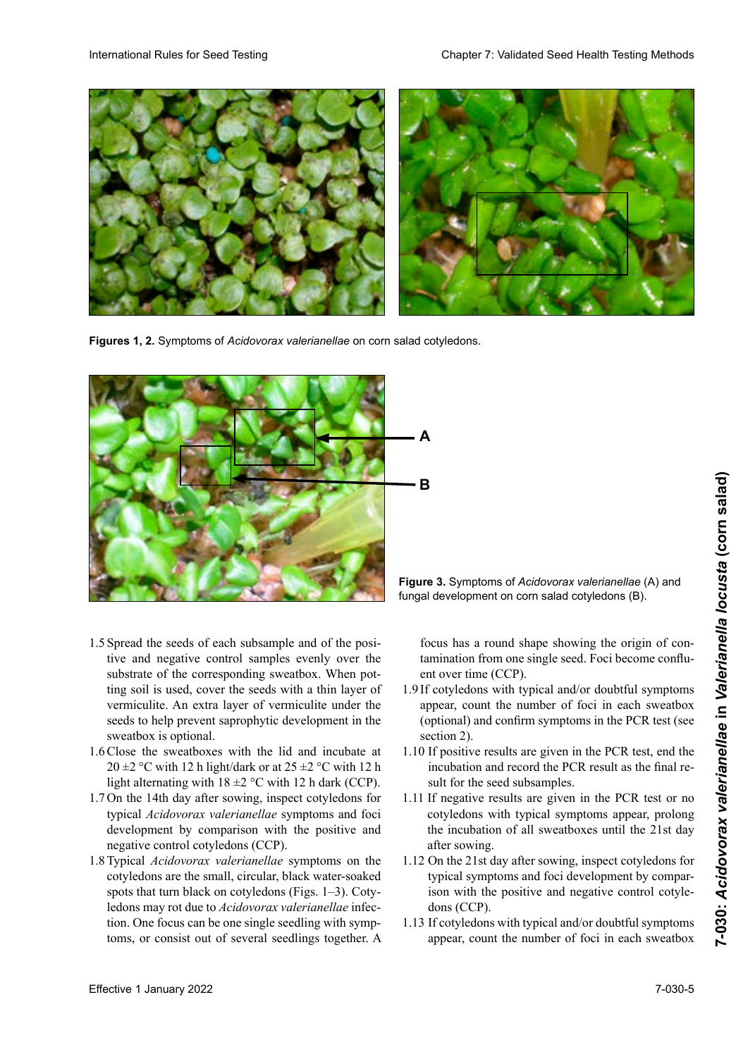Figures 1, 2. Symptoms of *Acidovorax valerianellae* on corn salad cotyledons.

Figure 3. Symptoms of *Acidovorax valerianellae* (A) and fungal development on corn salad cotyledons (B).

1.5 Spread the seeds of each subsample and of the positive and negative control samples evenly over the substrate of the corresponding sweatbox. When potting soil is used, cover the seeds with a thin layer of vermiculite. An extra layer of vermiculite under the seeds to help prevent saprophytic development in the sweatbox is optional.

1.6 Close the sweatboxes with the lid and incubate at 20 ±2 °C with 12 h light/dark or at 25 ±2 °C with 12 h light alternating with 18 ±2 °C with 12 h dark (CCP).

1.7 On the 14th day after sowing, inspect cotyledons for typical *Acidovorax valerianellae* symptoms and foci development by comparison with the positive and negative control cotyledons (CCP).

1.8 Typical *Acidovorax valerianellae* symptoms on the cotyledons are the small, circular, black water-soaked spots that turn black on cotyledons (Figs. 1–3). Cotyledons may rot due to *Acidovorax valerianellae* infection. One focus can be one single seedling with symptoms, or consist out of several seedlings together. A focus has a round shape showing the origin of contamination from one single seed. Foci become confluent over time (CCP).

1.9 If cotyledons with typical and/or doubtful symptoms appear, count the number of foci in each sweatbox (optional) and confirm symptoms in the PCR test (see section 2).

1.10 If positive results are given in the PCR test, end the incubation and record the PCR result as the final result for the seed subsamples.

1.11 If negative results are given in the PCR test or no cotyledons with typical symptoms appear, prolong the incubation of all sweatboxes until the 21st day after sowing.

1.12 On the 21st day after sowing, inspect cotyledons for typical symptoms and foci development by comparison with the positive and negative control cotyledons (CCP).

1.13 If cotyledons with typical and/or doubtful symptoms appear, count the number of foci in each sweatbox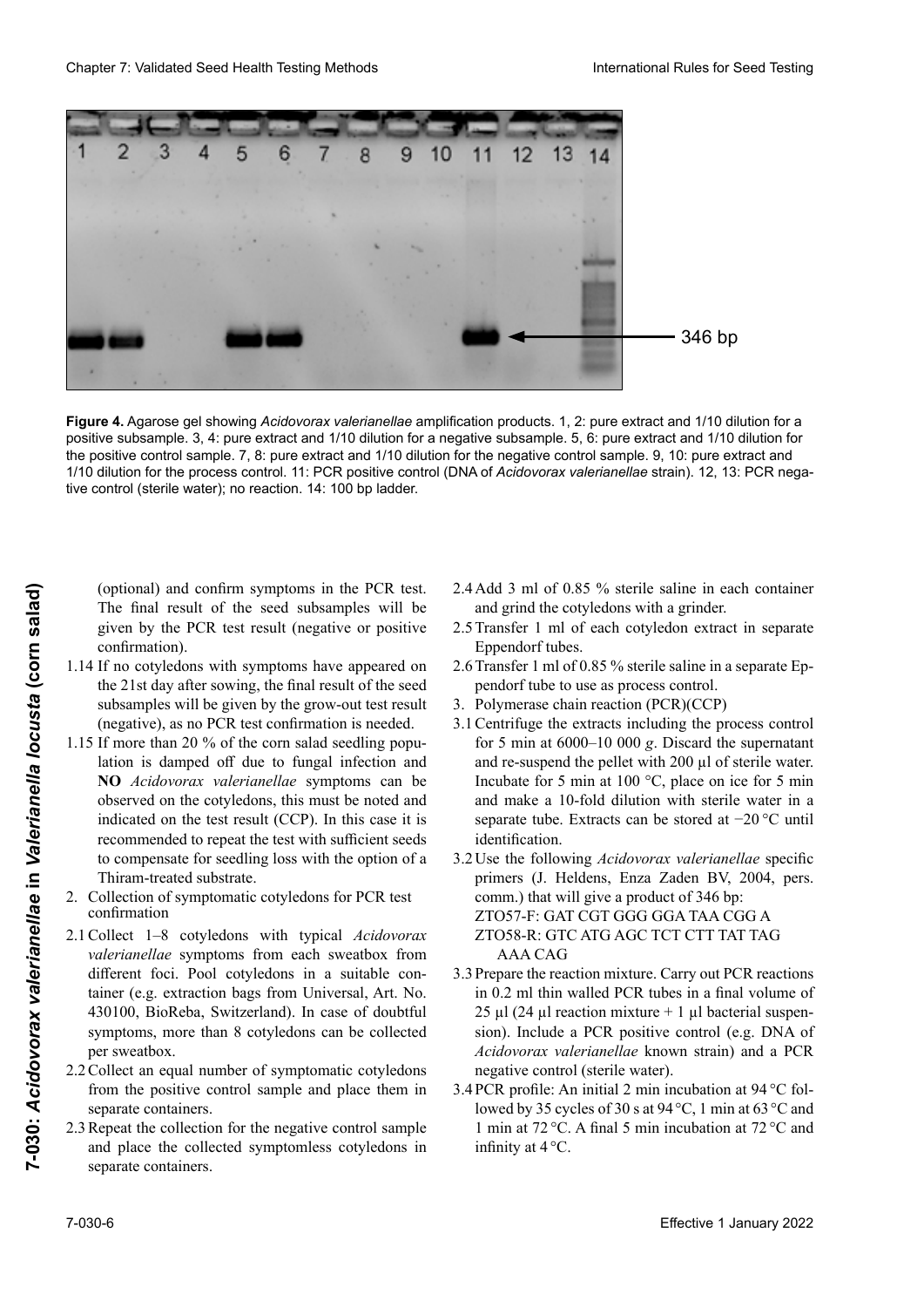**Figure 4.** Agarose gel showing *Acidovorax valerianellae* amplification products. 1, 2: pure extract and 1/10 dilution for a positive subsample. 3, 4: pure extract and 1/10 dilution for a negative subsample. 5, 6: pure extract and 1/10 dilution for the positive control sample. 7, 8: pure extract and 1/10 dilution for the negative control sample. 9, 10: pure extract and 1/10 dilution for the process control. 11: PCR positive control (DNA of *Acidovorax valerianellae* strain). 12, 13: PCR negative control (sterile water); no reaction. 14: 100 bp ladder.

(optional) and confirm symptoms in the PCR test. The final result of the seed subsamples will be given by the PCR test result (negative or positive confirmation).

1.14 If no cotyledons with symptoms have appeared on the 21st day after sowing, the final result of the seed subsamples will be given by the grow-out test result (negative), as no PCR test confirmation is needed.

1.15 If more than 20 % of the corn salad seedling population is damped off due to fungal infection and **NO** *Acidovorax valerianellae* symptoms can be observed on the cotyledons, this must be noted and indicated on the test result (CCP). In this case it is recommended to repeat the test with sufficient seeds to compensate for seedling loss with the option of a Thiram-treated substrate.

2. Collection of symptomatic cotyledons for PCR test confirmation

2.1 Collect 1–8 cotyledons with typical *Acidovorax valerianellae* symptoms from each sweatbox from different foci. Pool cotyledons in a suitable container (e.g. extraction bags from Universal, Art. No. 430100, BioReba, Switzerland). In case of doubtful symptoms, more than 8 cotyledons can be collected per sweatbox.

2.2 Collect an equal number of symptomatic cotyledons from the positive control sample and place them in separate containers.

2.3 Repeat the collection for the negative control sample and place the collected symptomless cotyledons in separate containers.

2.4 Add 3 ml of 0.85 % sterile saline in each container and grind the cotyledons with a grinder.

2.5 Transfer 1 ml of each cotyledon extract in separate Eppendorf tubes.

2.6 Transfer 1 ml of 0.85 % sterile saline in a separate Eppendorf tube to use as process control.

3. Polymerase chain reaction (PCR)(CCP)

3.1 Centrifuge the extracts including the process control for 5 min at 6000–10 000 *g*. Discard the supernatant and re-suspend the pellet with 200 µl of sterile water. Incubate for 5 min at 100 °C, place on ice for 5 min and make a 10-fold dilution with sterile water in a separate tube. Extracts can be stored at −20 °C until identification.

3.2 Use the following *Acidovorax valerianellae* specific primers (J. Heldens, Enza Zaden BV, 2004, pers. comm.) that will give a product of 346 bp:
ZTO57-F: GAT CGT GGG GGA TAA CGG A
ZTO58-R: GTC ATG AGC TCT CTT TAT TAG AAA CAG

3.3 Prepare the reaction mixture. Carry out PCR reactions in 0.2 ml thin walled PCR tubes in a final volume of 25 µl (24 µl reaction mixture + 1 µl bacterial suspension). Include a PCR positive control (e.g. DNA of *Acidovorax valerianellae* known strain) and a PCR negative control (sterile water).

3.4 PCR profile: An initial 2 min incubation at 94 °C followed by 35 cycles of 30 s at 94 °C, 1 min at 63 °C and 1 min at 72 °C. A final 5 min incubation at 72 °C and infinity at 4 °C.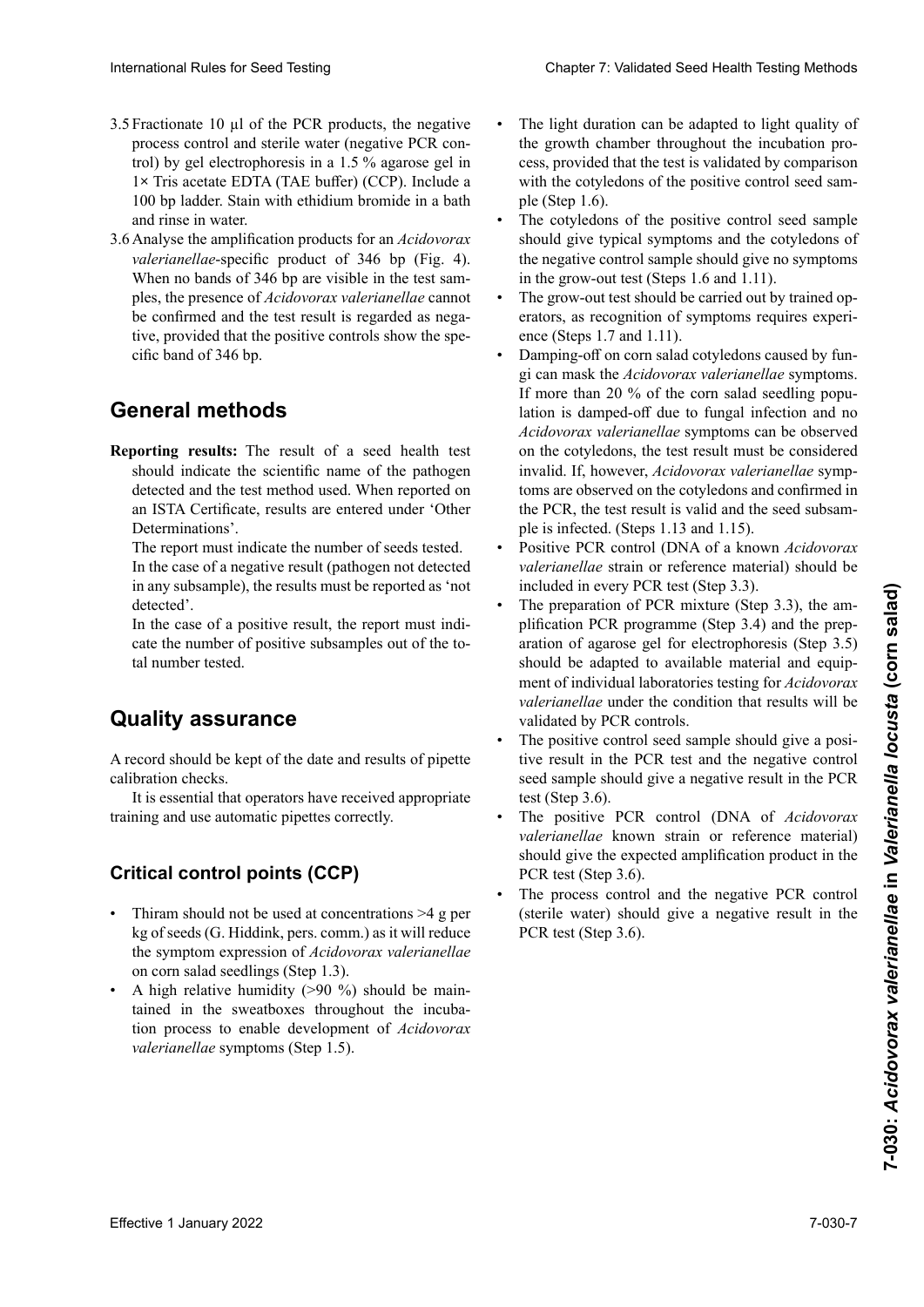3.5 Fractionate 10 µl of the PCR products, the negative process control and sterile water (negative PCR control) by gel electrophoresis in a 1.5 % agarose gel in 1× Tris acetate EDTA (TAE buffer) (CCP). Include a 100 bp ladder. Stain with ethidium bromide in a bath and rinse in water.

3.6 Analyse the amplification products for an *Acidovorax valerianellae*-specific product of 346 bp (Fig. 4). When no bands of 346 bp are visible in the test samples, the presence of *Acidovorax valerianellae* cannot be confirmed and the test result is regarded as negative, provided that the positive controls show the specific band of 346 bp.

## General methods

**Reporting results:** The result of a seed health test should indicate the scientific name of the pathogen detected and the test method used. When reported on an ISTA Certificate, results are entered under 'Other Determinations'.

The report must indicate the number of seeds tested.

In the case of a negative result (pathogen not detected in any subsample), the results must be reported as 'not detected'.

In the case of a positive result, the report must indicate the number of positive subsamples out of the total number tested.

## Quality assurance

A record should be kept of the date and results of pipette calibration checks.

It is essential that operators have received appropriate training and use automatic pipettes correctly.

### Critical control points (CCP)

- Thiram should not be used at concentrations >4 g per kg of seeds (G. Hiddink, pers. comm.) as it will reduce the symptom expression of *Acidovorax valerianellae* on corn salad seedlings (Step 1.3).
- A high relative humidity (>90 %) should be maintained in the sweatboxes throughout the incubation process to enable development of *Acidovorax valerianellae* symptoms (Step 1.5).
- The light duration can be adapted to light quality of the growth chamber throughout the incubation process, provided that the test is validated by comparison with the cotyledons of the positive control seed sample (Step 1.6).
- The cotyledons of the positive control seed sample should give typical symptoms and the cotyledons of the negative control sample should give no symptoms in the grow-out test (Steps 1.6 and 1.11).
- The grow-out test should be carried out by trained operators, as recognition of symptoms requires experience (Steps 1.7 and 1.11).
- Damping-off on corn salad cotyledons caused by fungi can mask the *Acidovorax valerianellae* symptoms. If more than 20 % of the corn salad seedling population is damped-off due to fungal infection and no *Acidovorax valerianellae* symptoms can be observed on the cotyledons, the test result must be considered invalid. If, however, *Acidovorax valerianellae* symptoms are observed on the cotyledons and confirmed in the PCR, the test result is valid and the seed subsample is infected. (Steps 1.13 and 1.15).
- Positive PCR control (DNA of a known *Acidovorax valerianellae* strain or reference material) should be included in every PCR test (Step 3.3).
- The preparation of PCR mixture (Step 3.3), the amplification PCR programme (Step 3.4) and the preparation of agarose gel for electrophoresis (Step 3.5) should be adapted to available material and equipment of individual laboratories testing for *Acidovorax valerianellae* under the condition that results will be validated by PCR controls.
- The positive control seed sample should give a positive result in the PCR test and the negative control seed sample should give a negative result in the PCR test (Step 3.6).
- The positive PCR control (DNA of *Acidovorax valerianellae* known strain or reference material) should give the expected amplification product in the PCR test (Step 3.6).
- The process control and the negative PCR control (sterile water) should give a negative result in the PCR test (Step 3.6).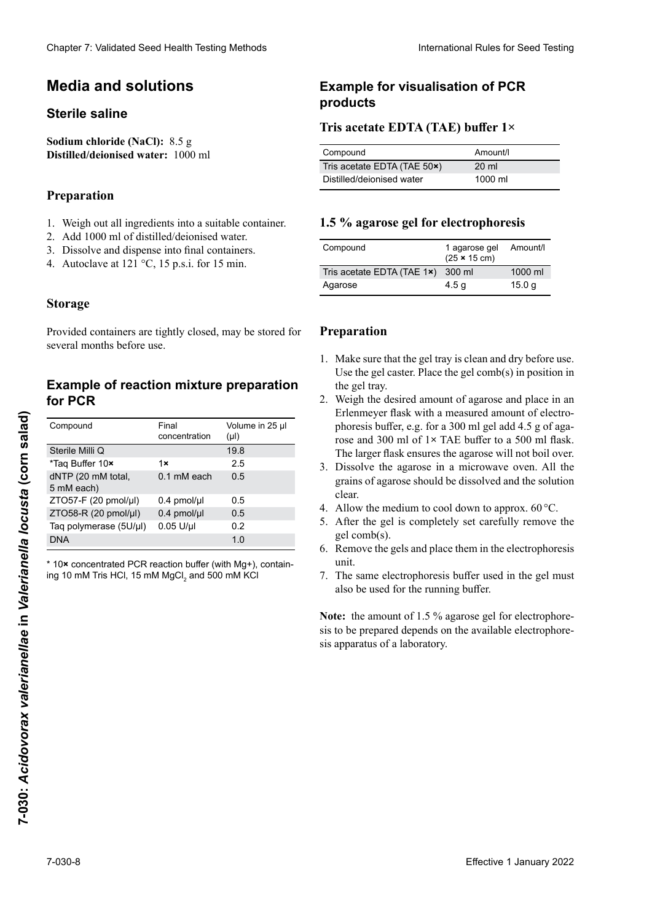# Media and solutions

## Sterile saline

**Sodium chloride (NaCl):** 8.5 g
**Distilled/deionised water:** 1000 ml

### Preparation

1. Weigh out all ingredients into a suitable container.
2. Add 1000 ml of distilled/deionised water.
3. Dissolve and dispense into final containers.
4. Autoclave at 121 °C, 15 p.s.i. for 15 min.

### Storage

Provided containers are tightly closed, may be stored for several months before use.

## Example of reaction mixture preparation for PCR

| Compound | Final concentration | Volume in 25 µl (µl) |
|---|---|---|
| Sterile Milli Q | | 19.8 |
| *Taq Buffer 10× | 1× | 2.5 |
| dNTP (20 mM total, 5 mM each) | 0.1 mM each | 0.5 |
| ZTO57-F (20 pmol/µl) | 0.4 pmol/µl | 0.5 |
| ZTO58-R (20 pmol/µl) | 0.4 pmol/µl | 0.5 |
| Taq polymerase (5U/µl) | 0.05 U/µl | 0.2 |
| DNA | | 1.0 |

* 10× concentrated PCR reaction buffer (with Mg+), containing 10 mM Tris HCl, 15 mM $MgCl_2$ and 500 mM KCl

## Example for visualisation of PCR products

### Tris acetate EDTA (TAE) buffer 1×

| Compound | Amount/l |
|---|---|
| Tris acetate EDTA (TAE 50×) | 20 ml |
| Distilled/deionised water | 1000 ml |

### 1.5 % agarose gel for electrophoresis

| Compound | 1 agarose gel (25 × 15 cm) | Amount/l |
|---|---|---|
| Tris acetate EDTA (TAE 1×) | 300 ml | 1000 ml |
| Agarose | 4.5 g | 15.0 g |

### Preparation

1. Make sure that the gel tray is clean and dry before use. Use the gel caster. Place the gel comb(s) in position in the gel tray.
2. Weigh the desired amount of agarose and place in an Erlenmeyer flask with a measured amount of electrophoresis buffer, e.g. for a 300 ml gel add 4.5 g of agarose and 300 ml of 1× TAE buffer to a 500 ml flask. The larger flask ensures the agarose will not boil over.
3. Dissolve the agarose in a microwave oven. All the grains of agarose should be dissolved and the solution clear.
4. Allow the medium to cool down to approx. 60 °C.
5. After the gel is completely set carefully remove the gel comb(s).
6. Remove the gels and place them in the electrophoresis unit.
7. The same electrophoresis buffer used in the gel must also be used for the running buffer.

**Note:** the amount of 1.5 % agarose gel for electrophoresis to be prepared depends on the available electrophoresis apparatus of a laboratory.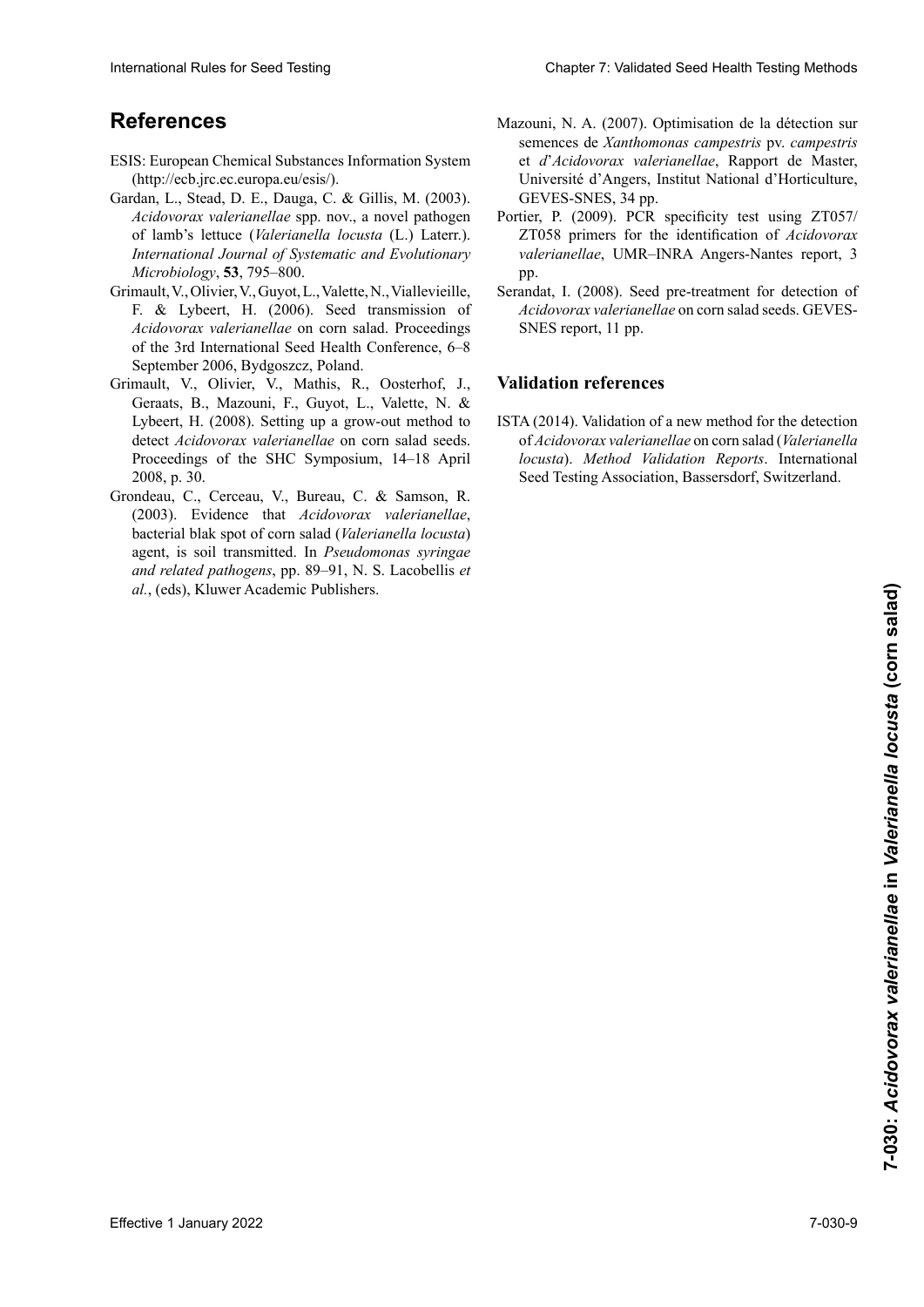# References

ESIS: European Chemical Substances Information System (http://ecb.jrc.ec.europa.eu/esis/).

Gardan, L., Stead, D. E., Dauga, C. & Gillis, M. (2003). *Acidovorax valerianellae* spp. nov., a novel pathogen of lamb's lettuce (*Valerianella locusta* (L.) Laterr.). *International Journal of Systematic and Evolutionary Microbiology*, **53**, 795–800.

Grimault, V., Olivier, V., Guyot, L., Valette, N., Viallevieille, F. & Lybeert, H. (2006). Seed transmission of *Acidovorax valerianellae* on corn salad. Proceedings of the 3rd International Seed Health Conference, 6–8 September 2006, Bydgoszcz, Poland.

Grimault, V., Olivier, V., Mathis, R., Oosterhof, J., Geraats, B., Mazouni, F., Guyot, L., Valette, N. & Lybeert, H. (2008). Setting up a grow-out method to detect *Acidovorax valerianellae* on corn salad seeds. Proceedings of the SHC Symposium, 14–18 April 2008, p. 30.

Grondeau, C., Cerceau, V., Bureau, C. & Samson, R. (2003). Evidence that *Acidovorax valerianellae*, bacterial blak spot of corn salad (*Valerianella locusta*) agent, is soil transmitted. In *Pseudomonas syringae and related pathogens*, pp. 89–91, N. S. Lacobellis *et al.*, (eds), Kluwer Academic Publishers.

Mazouni, N. A. (2007). Optimisation de la détection sur semences de *Xanthomonas campestris* pv. *campestris* et d'*Acidovorax valerianellae*, Rapport de Master, Université d'Angers, Institut National d'Horticulture, GEVES-SNES, 34 pp.

Portier, P. (2009). PCR specificity test using ZT057/ZT058 primers for the identification of *Acidovorax valerianellae*, UMR–INRA Angers-Nantes report, 3 pp.

Serandat, I. (2008). Seed pre-treatment for detection of *Acidovorax valerianellae* on corn salad seeds. GEVES-SNES report, 11 pp.

## Validation references

ISTA (2014). Validation of a new method for the detection of *Acidovorax valerianellae* on corn salad (*Valerianella locusta*). *Method Validation Reports*. International Seed Testing Association, Bassersdorf, Switzerland.